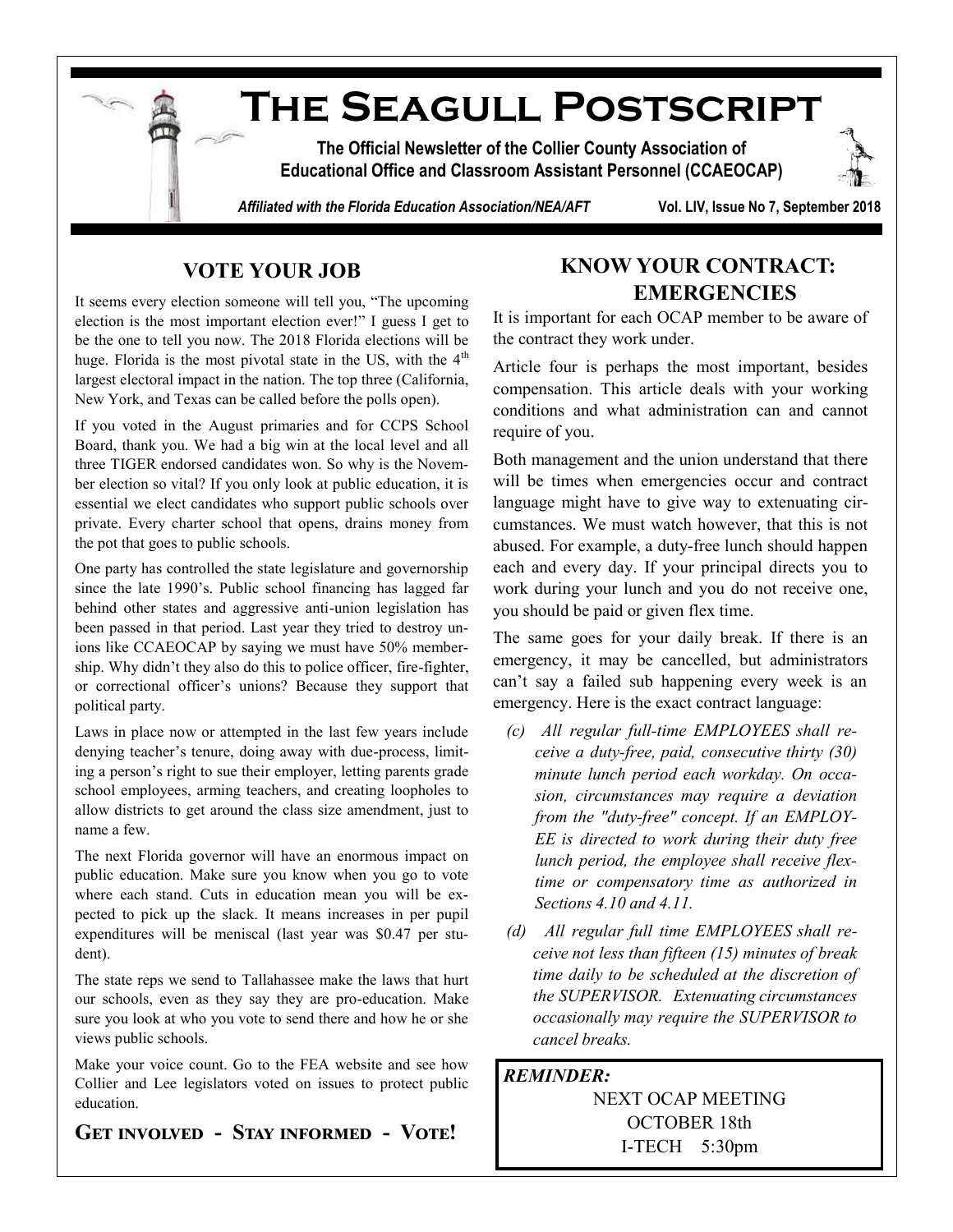# The Seagull Postscript

**The Official Newsletter of the Collier County Association of Educational Office and Classroom Assistant Personnel (CCAEOCAP)**

***Affiliated with the Florida Education Association/NEA/AFT*** **Vol. LIV, Issue No 7, September 2018**

## VOTE YOUR JOB

It seems every election someone will tell you, "The upcoming election is the most important election ever!" I guess I get to be the one to tell you now. The 2018 Florida elections will be huge. Florida is the most pivotal state in the US, with the 4th largest electoral impact in the nation. The top three (California, New York, and Texas can be called before the polls open).

If you voted in the August primaries and for CCPS School Board, thank you. We had a big win at the local level and all three TIGER endorsed candidates won. So why is the November election so vital? If you only look at public education, it is essential we elect candidates who support public schools over private. Every charter school that opens, drains money from the pot that goes to public schools.

One party has controlled the state legislature and governorship since the late 1990's. Public school financing has lagged far behind other states and aggressive anti-union legislation has been passed in that period. Last year they tried to destroy unions like CCAEOCAP by saying we must have 50% membership. Why didn't they also do this to police officer, fire-fighter, or correctional officer's unions? Because they support that political party.

Laws in place now or attempted in the last few years include denying teacher's tenure, doing away with due-process, limiting a person's right to sue their employer, letting parents grade school employees, arming teachers, and creating loopholes to allow districts to get around the class size amendment, just to name a few.

The next Florida governor will have an enormous impact on public education. Make sure you know when you go to vote where each stand. Cuts in education mean you will be expected to pick up the slack. It means increases in per pupil expenditures will be meniscal (last year was $0.47 per student).

The state reps we send to Tallahassee make the laws that hurt our schools, even as they say they are pro-education. Make sure you look at who you vote to send there and how he or she views public schools.

Make your voice count. Go to the FEA website and see how Collier and Lee legislators voted on issues to protect public education.

**Get involved - Stay informed - Vote!**

## KNOW YOUR CONTRACT: EMERGENCIES

It is important for each OCAP member to be aware of the contract they work under.

Article four is perhaps the most important, besides compensation. This article deals with your working conditions and what administration can and cannot require of you.

Both management and the union understand that there will be times when emergencies occur and contract language might have to give way to extenuating circumstances. We must watch however, that this is not abused. For example, a duty-free lunch should happen each and every day. If your principal directs you to work during your lunch and you do not receive one, you should be paid or given flex time.

The same goes for your daily break. If there is an emergency, it may be cancelled, but administrators can't say a failed sub happening every week is an emergency. Here is the exact contract language:

*(c) All regular full-time EMPLOYEES shall receive a duty-free, paid, consecutive thirty (30) minute lunch period each workday. On occasion, circumstances may require a deviation from the "duty-free" concept. If an EMPLOYEE is directed to work during their duty free lunch period, the employee shall receive flex-time or compensatory time as authorized in Sections 4.10 and 4.11.*

*(d) All regular full time EMPLOYEES shall receive not less than fifteen (15) minutes of break time daily to be scheduled at the discretion of the SUPERVISOR. Extenuating circumstances occasionally may require the SUPERVISOR to cancel breaks.*

***REMINDER:***

NEXT OCAP MEETING
OCTOBER 18th
I-TECH 5:30pm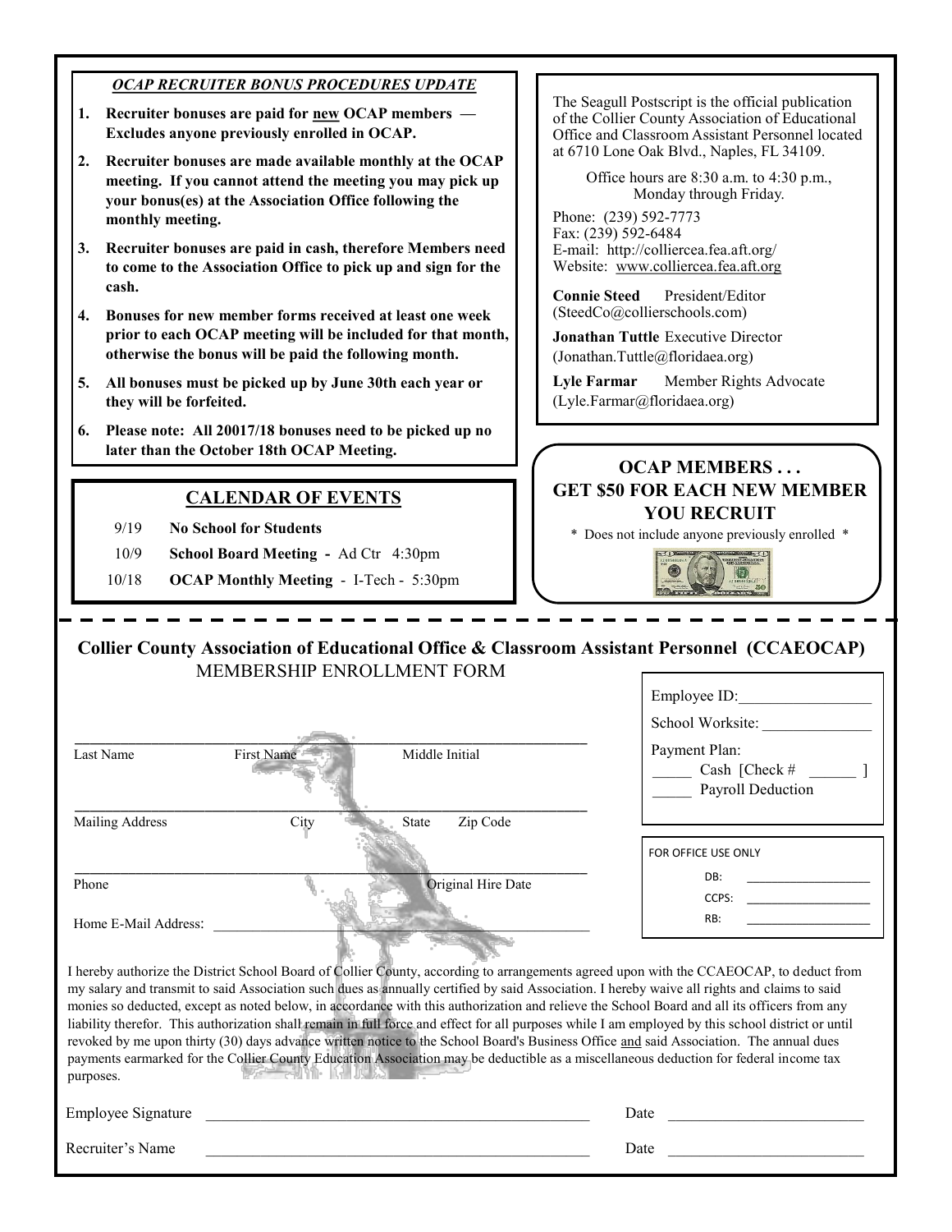### *OCAP RECRUITER BONUS PROCEDURES UPDATE*

1. **Recruiter bonuses are paid for new OCAP members — Excludes anyone previously enrolled in OCAP.**
2. **Recruiter bonuses are made available monthly at the OCAP meeting. If you cannot attend the meeting you may pick up your bonus(es) at the Association Office following the monthly meeting.**
3. **Recruiter bonuses are paid in cash, therefore Members need to come to the Association Office to pick up and sign for the cash.**
4. **Bonuses for new member forms received at least one week prior to each OCAP meeting will be included for that month, otherwise the bonus will be paid the following month.**
5. **All bonuses must be picked up by June 30th each year or they will be forfeited.**
6. **Please note: All 20017/18 bonuses need to be picked up no later than the October 18th OCAP Meeting.**

The Seagull Postscript is the official publication of the Collier County Association of Educational Office and Classroom Assistant Personnel located at 6710 Lone Oak Blvd., Naples, FL 34109.

Office hours are 8:30 a.m. to 4:30 p.m., Monday through Friday.

Phone: (239) 592-7773
Fax: (239) 592-6484
E-mail: http://colliercea.fea.aft.org/
Website: www.colliercea.fea.aft.org

**Connie Steed** President/Editor
(SteedCo@collierschools.com)

**Jonathan Tuttle** Executive Director
(Jonathan.Tuttle@floridaea.org)

**Lyle Farmar** Member Rights Advocate
(Lyle.Farmar@floridaea.org)

## CALENDAR OF EVENTS

| | |
|---|---|
| 9/19 | **No School for Students** |
| 10/9 | **School Board Meeting -** Ad Ctr 4:30pm |
| 10/18 | **OCAP Monthly Meeting** - I-Tech - 5:30pm |

### OCAP MEMBERS . . . GET $50 FOR EACH NEW MEMBER YOU RECRUIT

\* Does not include anyone previously enrolled \*

## Collier County Association of Educational Office & Classroom Assistant Personnel (CCAEOCAP)

MEMBERSHIP ENROLLMENT FORM

Employee ID:_________________

School Worksite: ______________

Payment Plan:

_____ Cash [Check # ______ ]

_____ Payroll Deduction

FOR OFFICE USE ONLY

DB: ___________________

CCPS: ___________________

RB: ___________________

______________________________________________________________
Last Name First Name Middle Initial

______________________________________________________________
Mailing Address City State Zip Code

______________________________________________________________
Phone Original Hire Date

Home E-Mail Address: ______________________________________________

I hereby authorize the District School Board of Collier County, according to arrangements agreed upon with the CCAEOCAP, to deduct from my salary and transmit to said Association such dues as annually certified by said Association. I hereby waive all rights and claims to said monies so deducted, except as noted below, in accordance with this authorization and relieve the School Board and all its officers from any liability therefor. This authorization shall remain in full force and effect for all purposes while I am employed by this school district or until revoked by me upon thirty (30) days advance written notice to the School Board's Business Office and said Association. The annual dues payments earmarked for the Collier County Education Association may be deductible as a miscellaneous deduction for federal income tax purposes.

Employee Signature ______________________________________ Date ____________________

Recruiter's Name ______________________________________ Date ____________________